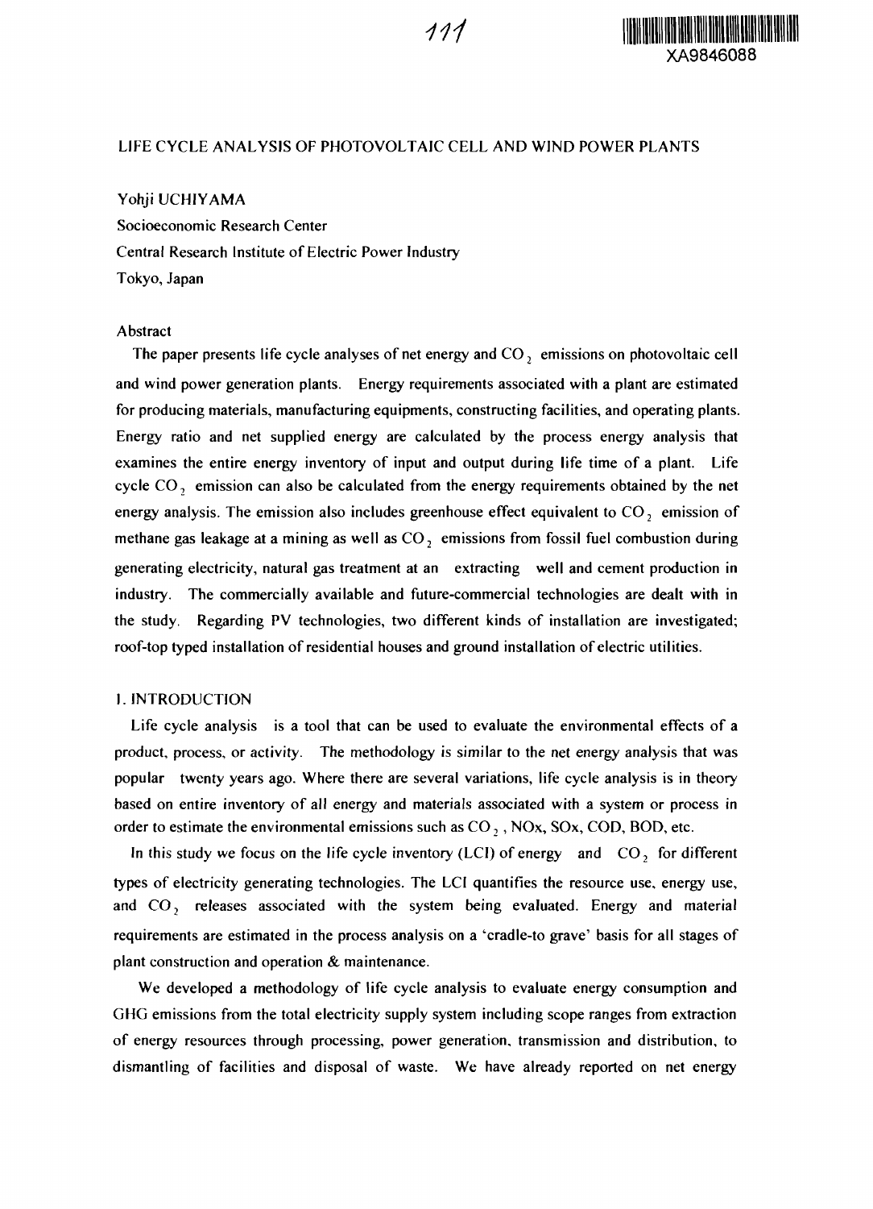# LIFE CYCLE ANALYSIS OF PHOTOVOLTAIC CELL AND WIND POWER PLANTS

Yohji UCHIYAMA
Socioeconomic Research Center
Central Research Institute of Electric Power Industry
Tokyo, Japan

## Abstract

The paper presents life cycle analyses of net energy and $CO_2$ emissions on photovoltaic cell and wind power generation plants. Energy requirements associated with a plant are estimated for producing materials, manufacturing equipments, constructing facilities, and operating plants. Energy ratio and net supplied energy are calculated by the process energy analysis that examines the entire energy inventory of input and output during life time of a plant. Life cycle $CO_2$ emission can also be calculated from the energy requirements obtained by the net energy analysis. The emission also includes greenhouse effect equivalent to $CO_2$ emission of methane gas leakage at a mining as well as $CO_2$ emissions from fossil fuel combustion during generating electricity, natural gas treatment at an extracting well and cement production in industry. The commercially available and future-commercial technologies are dealt with in the study. Regarding PV technologies, two different kinds of installation are investigated; roof-top typed installation of residential houses and ground installation of electric utilities.

## 1. INTRODUCTION

Life cycle analysis is a tool that can be used to evaluate the environmental effects of a product, process, or activity. The methodology is similar to the net energy analysis that was popular twenty years ago. Where there are several variations, life cycle analysis is in theory based on entire inventory of all energy and materials associated with a system or process in order to estimate the environmental emissions such as $CO_2$, NOx, SOx, COD, BOD, etc.

In this study we focus on the life cycle inventory (LCI) of energy and $CO_2$ for different types of electricity generating technologies. The LCI quantifies the resource use, energy use, and $CO_2$ releases associated with the system being evaluated. Energy and material requirements are estimated in the process analysis on a 'cradle-to grave' basis for all stages of plant construction and operation & maintenance.

We developed a methodology of life cycle analysis to evaluate energy consumption and GHG emissions from the total electricity supply system including scope ranges from extraction of energy resources through processing, power generation, transmission and distribution, to dismantling of facilities and disposal of waste. We have already reported on net energy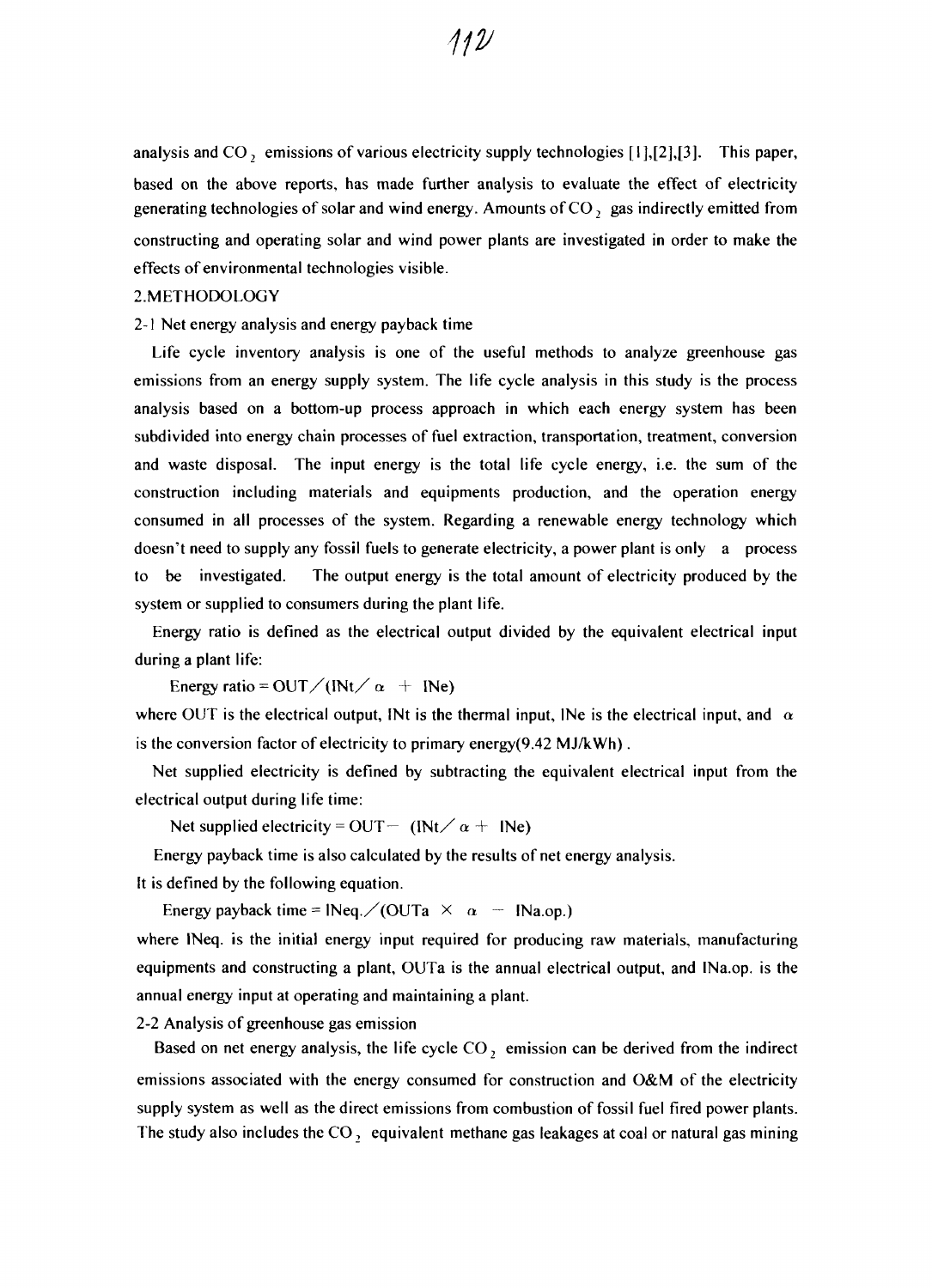analysis and $CO_2$ emissions of various electricity supply technologies [1],[2],[3]. This paper, based on the above reports, has made further analysis to evaluate the effect of electricity generating technologies of solar and wind energy. Amounts of $CO_2$ gas indirectly emitted from constructing and operating solar and wind power plants are investigated in order to make the effects of environmental technologies visible.

## 2.METHODOLOGY

### 2-1 Net energy analysis and energy payback time

Life cycle inventory analysis is one of the useful methods to analyze greenhouse gas emissions from an energy supply system. The life cycle analysis in this study is the process analysis based on a bottom-up process approach in which each energy system has been subdivided into energy chain processes of fuel extraction, transportation, treatment, conversion and waste disposal. The input energy is the total life cycle energy, i.e. the sum of the construction including materials and equipments production, and the operation energy consumed in all processes of the system. Regarding a renewable energy technology which doesn't need to supply any fossil fuels to generate electricity, a power plant is only a process to be investigated. The output energy is the total amount of electricity produced by the system or supplied to consumers during the plant life.

Energy ratio is defined as the electrical output divided by the equivalent electrical input during a plant life:

$$\text{Energy ratio} = OUT / (INt / \alpha + INe)$$

where OUT is the electrical output, INt is the thermal input, INe is the electrical input, and $\alpha$ is the conversion factor of electricity to primary energy(9.42 MJ/kWh).

Net supplied electricity is defined by subtracting the equivalent electrical input from the electrical output during life time:

$$\text{Net supplied electricity} = OUT - (INt / \alpha + INe)$$

Energy payback time is also calculated by the results of net energy analysis.

It is defined by the following equation.

$$\text{Energy payback time} = INeq. / (OUTa \times \alpha - INa.op.)$$

where INeq. is the initial energy input required for producing raw materials, manufacturing equipments and constructing a plant, OUTa is the annual electrical output, and INa.op. is the annual energy input at operating and maintaining a plant.

### 2-2 Analysis of greenhouse gas emission

Based on net energy analysis, the life cycle $CO_2$ emission can be derived from the indirect emissions associated with the energy consumed for construction and O&M of the electricity supply system as well as the direct emissions from combustion of fossil fuel fired power plants. The study also includes the $CO_2$ equivalent methane gas leakages at coal or natural gas mining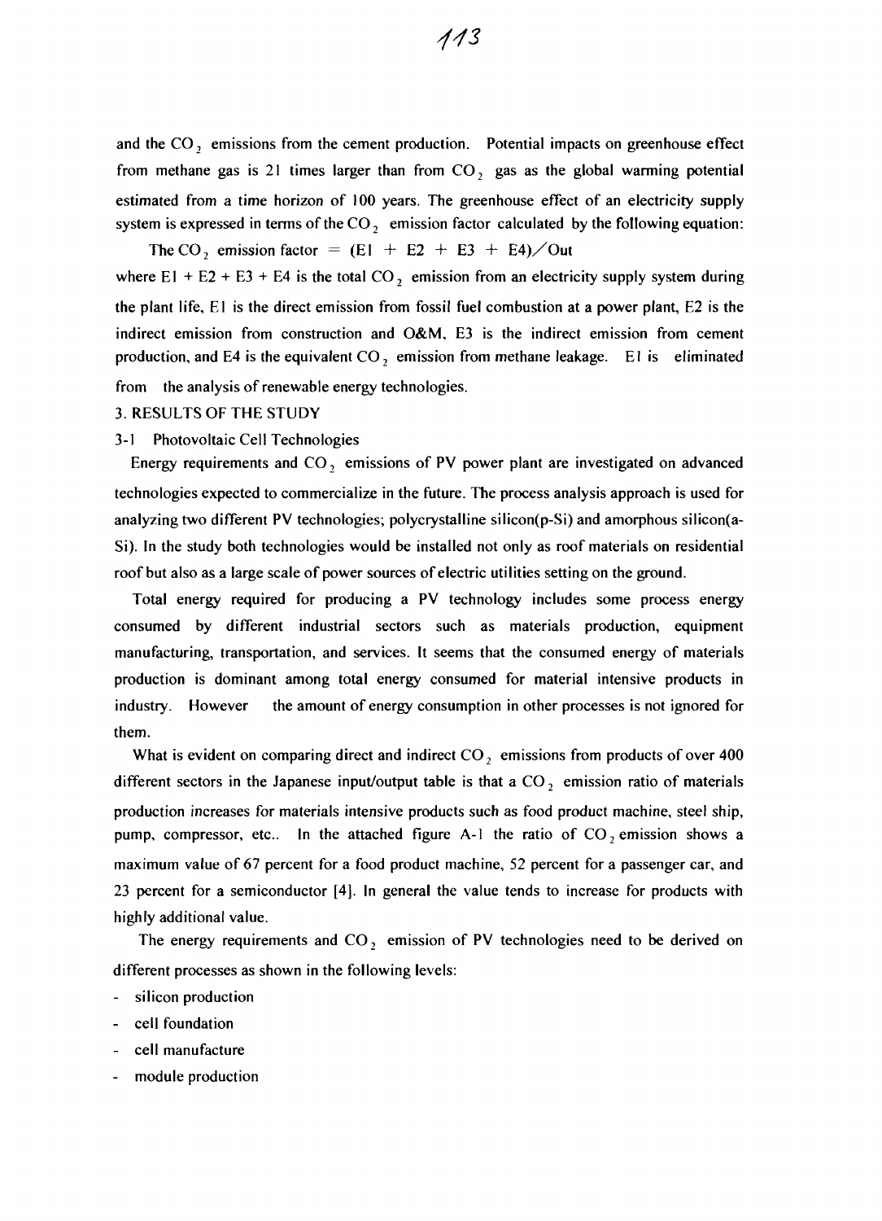and the $CO_2$ emissions from the cement production. Potential impacts on greenhouse effect from methane gas is 21 times larger than from $CO_2$ gas as the global warming potential estimated from a time horizon of 100 years. The greenhouse effect of an electricity supply system is expressed in terms of the $CO_2$ emission factor calculated by the following equation:

$$\text{The } CO_2 \text{ emission factor} = (E1 + E2 + E3 + E4)/Out$$

where E1 + E2 + E3 + E4 is the total $CO_2$ emission from an electricity supply system during the plant life, E1 is the direct emission from fossil fuel combustion at a power plant, E2 is the indirect emission from construction and O&M, E3 is the indirect emission from cement production, and E4 is the equivalent $CO_2$ emission from methane leakage. E1 is eliminated from the analysis of renewable energy technologies.

## 3. RESULTS OF THE STUDY

### 3-1 Photovoltaic Cell Technologies

Energy requirements and $CO_2$ emissions of PV power plant are investigated on advanced technologies expected to commercialize in the future. The process analysis approach is used for analyzing two different PV technologies; polycrystalline silicon(p-Si) and amorphous silicon(a-Si). In the study both technologies would be installed not only as roof materials on residential roof but also as a large scale of power sources of electric utilities setting on the ground.

Total energy required for producing a PV technology includes some process energy consumed by different industrial sectors such as materials production, equipment manufacturing, transportation, and services. It seems that the consumed energy of materials production is dominant among total energy consumed for material intensive products in industry. However the amount of energy consumption in other processes is not ignored for them.

What is evident on comparing direct and indirect $CO_2$ emissions from products of over 400 different sectors in the Japanese input/output table is that a $CO_2$ emission ratio of materials production increases for materials intensive products such as food product machine, steel ship, pump, compressor, etc.. In the attached figure A-1 the ratio of $CO_2$ emission shows a maximum value of 67 percent for a food product machine, 52 percent for a passenger car, and 23 percent for a semiconductor [4]. In general the value tends to increase for products with highly additional value.

The energy requirements and $CO_2$ emission of PV technologies need to be derived on different processes as shown in the following levels:

- silicon production
- cell foundation
- cell manufacture
- module production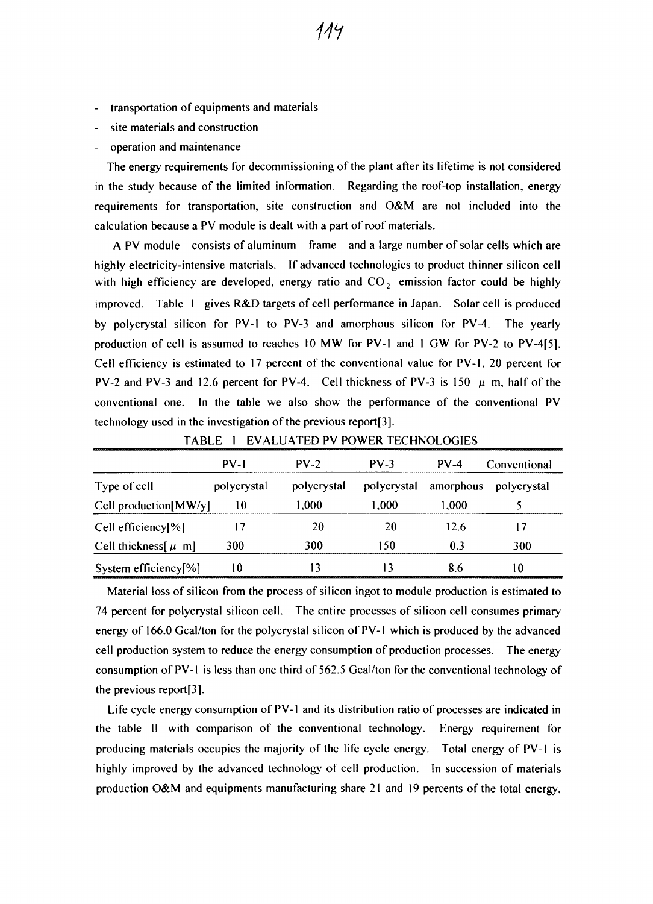- transportation of equipments and materials
- site materials and construction
- operation and maintenance

The energy requirements for decommissioning of the plant after its lifetime is not considered in the study because of the limited information. Regarding the roof-top installation, energy requirements for transportation, site construction and O&M are not included into the calculation because a PV module is dealt with a part of roof materials.

A PV module consists of aluminum frame and a large number of solar cells which are highly electricity-intensive materials. If advanced technologies to product thinner silicon cell with high efficiency are developed, energy ratio and $CO_2$ emission factor could be highly improved. Table I gives R&D targets of cell performance in Japan. Solar cell is produced by polycrystal silicon for PV-1 to PV-3 and amorphous silicon for PV-4. The yearly production of cell is assumed to reaches 10 MW for PV-1 and 1 GW for PV-2 to PV-4[5]. Cell efficiency is estimated to 17 percent of the conventional value for PV-1, 20 percent for PV-2 and PV-3 and 12.6 percent for PV-4. Cell thickness of PV-3 is 150 $\mu$ m, half of the conventional one. In the table we also show the performance of the conventional PV technology used in the investigation of the previous report[3].

TABLE I EVALUATED PV POWER TECHNOLOGIES

| | PV-1 | PV-2 | PV-3 | PV-4 | Conventional |
|---|---|---|---|---|---|
| Type of cell | polycrystal | polycrystal | polycrystal | amorphous | polycrystal |
| Cell production[MW/y] | 10 | 1,000 | 1,000 | 1,000 | 5 |
| Cell efficiency[%] | 17 | 20 | 20 | 12.6 | 17 |
| Cell thickness[$\mu$ m] | 300 | 300 | 150 | 0.3 | 300 |
| System efficiency[%] | 10 | 13 | 13 | 8.6 | 10 |

Material loss of silicon from the process of silicon ingot to module production is estimated to 74 percent for polycrystal silicon cell. The entire processes of silicon cell consumes primary energy of 166.0 Gcal/ton for the polycrystal silicon of PV-1 which is produced by the advanced cell production system to reduce the energy consumption of production processes. The energy consumption of PV-1 is less than one third of 562.5 Gcal/ton for the conventional technology of the previous report[3].

Life cycle energy consumption of PV-1 and its distribution ratio of processes are indicated in the table II with comparison of the conventional technology. Energy requirement for producing materials occupies the majority of the life cycle energy. Total energy of PV-1 is highly improved by the advanced technology of cell production. In succession of materials production O&M and equipments manufacturing share 21 and 19 percents of the total energy,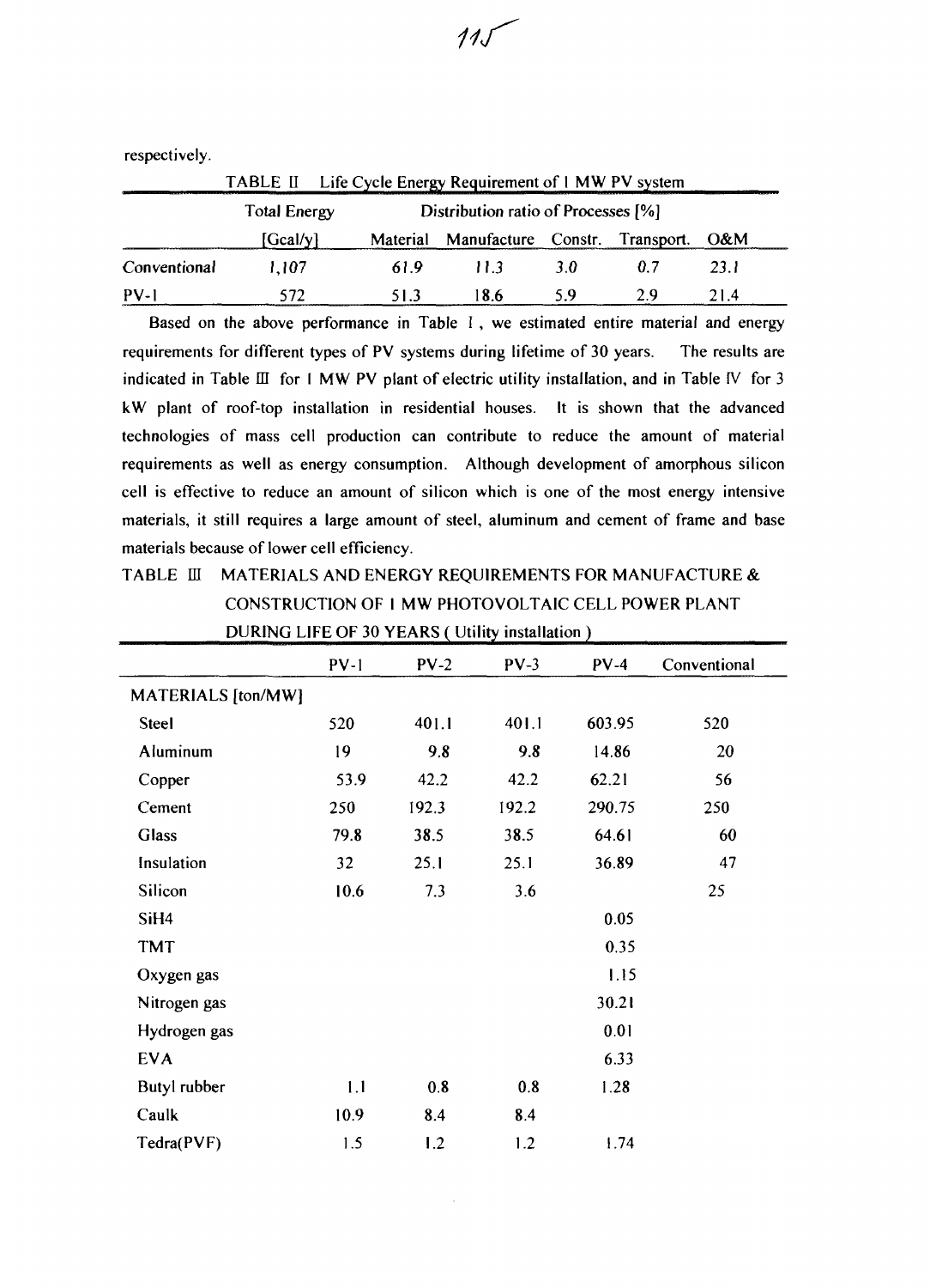respectively.

TABLE II Life Cycle Energy Requirement of 1 MW PV system

| | Total Energy | Distribution ratio of Processes [%] | | | | |
|---|---|---|---|---|---|---|
| | [Gcal/y] | Material | Manufacture | Constr. | Transport. | O&M |
| *Conventional* | *1,107* | *61.9* | *11.3* | *3.0* | *0.7* | *23.1* |
| PV-1 | 572 | 51.3 | 18.6 | 5.9 | 2.9 | 21.4 |

Based on the above performance in Table I, we estimated entire material and energy requirements for different types of PV systems during lifetime of 30 years. The results are indicated in Table III for 1 MW PV plant of electric utility installation, and in Table IV for 3 kW plant of roof-top installation in residential houses. It is shown that the advanced technologies of mass cell production can contribute to reduce the amount of material requirements as well as energy consumption. Although development of amorphous silicon cell is effective to reduce an amount of silicon which is one of the most energy intensive materials, it still requires a large amount of steel, aluminum and cement of frame and base materials because of lower cell efficiency.

TABLE III MATERIALS AND ENERGY REQUIREMENTS FOR MANUFACTURE & CONSTRUCTION OF 1 MW PHOTOVOLTAIC CELL POWER PLANT DURING LIFE OF 30 YEARS ( Utility installation )

| | PV-1 | PV-2 | PV-3 | PV-4 | Conventional |
|---|---|---|---|---|---|
| MATERIALS [ton/MW] | | | | | |
| Steel | 520 | 401.1 | 401.1 | 603.95 | 520 |
| Aluminum | 19 | 9.8 | 9.8 | 14.86 | 20 |
| Copper | 53.9 | 42.2 | 42.2 | 62.21 | 56 |
| Cement | 250 | 192.3 | 192.2 | 290.75 | 250 |
| Glass | 79.8 | 38.5 | 38.5 | 64.61 | 60 |
| Insulation | 32 | 25.1 | 25.1 | 36.89 | 47 |
| Silicon | 10.6 | 7.3 | 3.6 | | 25 |
| $SiH_4$ | | | | 0.05 | |
| TMT | | | | 0.35 | |
| Oxygen gas | | | | 1.15 | |
| Nitrogen gas | | | | 30.21 | |
| Hydrogen gas | | | | 0.01 | |
| EVA | | | | 6.33 | |
| Butyl rubber | 1.1 | 0.8 | 0.8 | 1.28 | |
| Caulk | 10.9 | 8.4 | 8.4 | | |
| Tedra(PVF) | 1.5 | 1.2 | 1.2 | 1.74 | |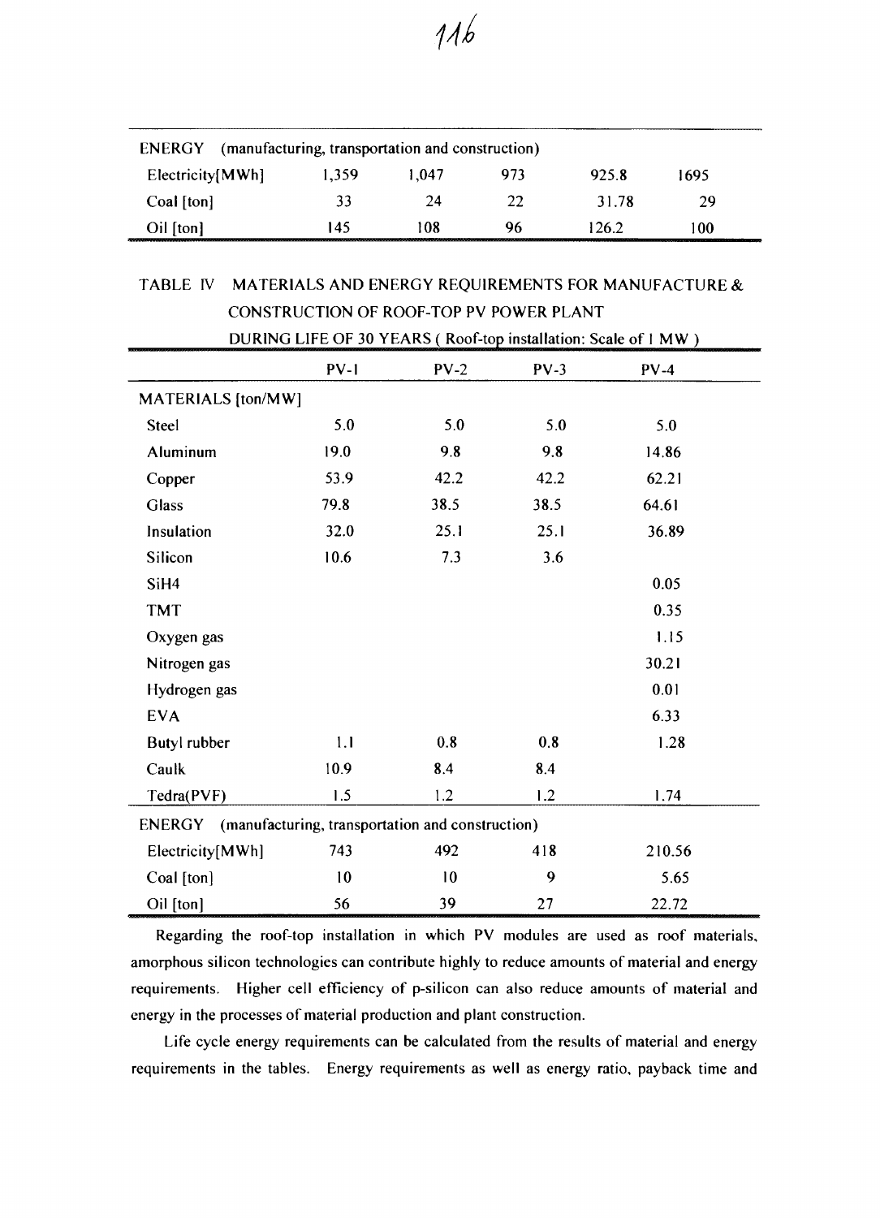| ENERGY (manufacturing, transportation and construction) | | | | | |
|---|---|---|---|---|---|
| Electricity[MWh] | 1,359 | 1,047 | 973 | 925.8 | 1695 |
| Coal [ton] | 33 | 24 | 22 | 31.78 | 29 |
| Oil [ton] | 145 | 108 | 96 | 126.2 | 100 |

TABLE IV MATERIALS AND ENERGY REQUIREMENTS FOR MANUFACTURE & CONSTRUCTION OF ROOF-TOP PV POWER PLANT

DURING LIFE OF 30 YEARS ( Roof-top installation: Scale of 1 MW )

| | PV-1 | PV-2 | PV-3 | PV-4 |
|---|---|---|---|---|
| MATERIALS [ton/MW] | | | | |
| Steel | 5.0 | 5.0 | 5.0 | 5.0 |
| Aluminum | 19.0 | 9.8 | 9.8 | 14.86 |
| Copper | 53.9 | 42.2 | 42.2 | 62.21 |
| Glass | 79.8 | 38.5 | 38.5 | 64.61 |
| Insulation | 32.0 | 25.1 | 25.1 | 36.89 |
| Silicon | 10.6 | 7.3 | 3.6 | |
| SiH4 | | | | 0.05 |
| TMT | | | | 0.35 |
| Oxygen gas | | | | 1.15 |
| Nitrogen gas | | | | 30.21 |
| Hydrogen gas | | | | 0.01 |
| EVA | | | | 6.33 |
| Butyl rubber | 1.1 | 0.8 | 0.8 | 1.28 |
| Caulk | 10.9 | 8.4 | 8.4 | |
| Tedra(PVF) | 1.5 | 1.2 | 1.2 | 1.74 |
| ENERGY (manufacturing, transportation and construction) | | | | |
| Electricity[MWh] | 743 | 492 | 418 | 210.56 |
| Coal [ton] | 10 | 10 | 9 | 5.65 |
| Oil [ton] | 56 | 39 | 27 | 22.72 |

Regarding the roof-top installation in which PV modules are used as roof materials, amorphous silicon technologies can contribute highly to reduce amounts of material and energy requirements. Higher cell efficiency of p-silicon can also reduce amounts of material and energy in the processes of material production and plant construction.

Life cycle energy requirements can be calculated from the results of material and energy requirements in the tables. Energy requirements as well as energy ratio, payback time and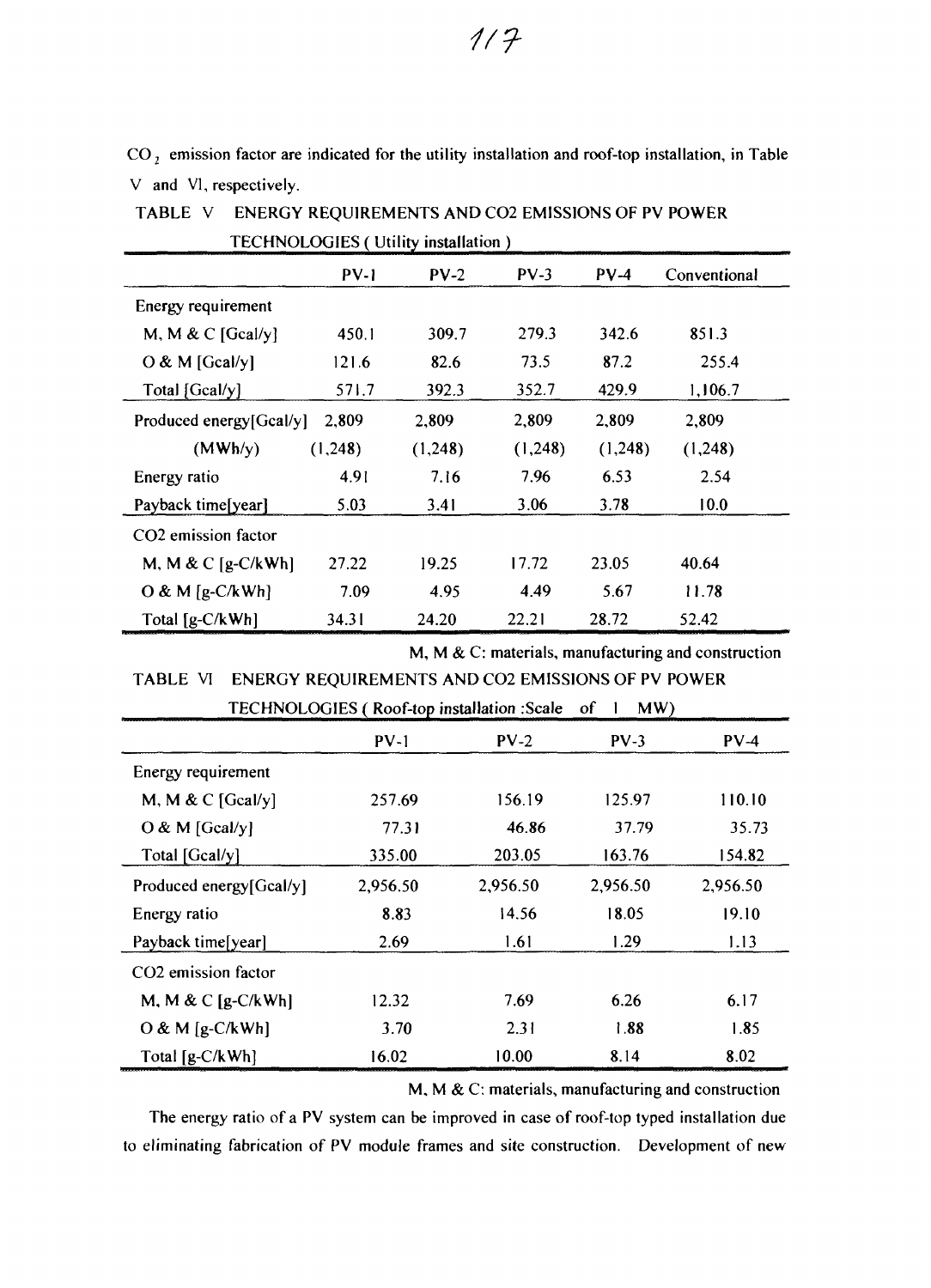$CO_2$ emission factor are indicated for the utility installation and roof-top installation, in Table V and VI, respectively.

TABLE V ENERGY REQUIREMENTS AND CO2 EMISSIONS OF PV POWER TECHNOLOGIES ( Utility installation )

| | PV-1 | PV-2 | PV-3 | PV-4 | Conventional |
|---|---|---|---|---|---|
| Energy requirement | | | | | |
| M, M & C [Gcal/y] | 450.1 | 309.7 | 279.3 | 342.6 | 851.3 |
| O & M [Gcal/y] | 121.6 | 82.6 | 73.5 | 87.2 | 255.4 |
| Total [Gcal/y] | 571.7 | 392.3 | 352.7 | 429.9 | 1,106.7 |
| Produced energy[Gcal/y] | 2,809 | 2,809 | 2,809 | 2,809 | 2,809 |
| (MWh/y) | (1,248) | (1,248) | (1,248) | (1,248) | (1,248) |
| Energy ratio | 4.91 | 7.16 | 7.96 | 6.53 | 2.54 |
| Payback time[year] | 5.03 | 3.41 | 3.06 | 3.78 | 10.0 |
| CO2 emission factor | | | | | |
| M, M & C [g-C/kWh] | 27.22 | 19.25 | 17.72 | 23.05 | 40.64 |
| O & M [g-C/kWh] | 7.09 | 4.95 | 4.49 | 5.67 | 11.78 |
| Total [g-C/kWh] | 34.31 | 24.20 | 22.21 | 28.72 | 52.42 |

M, M & C: materials, manufacturing and construction

TABLE VI ENERGY REQUIREMENTS AND CO2 EMISSIONS OF PV POWER TECHNOLOGIES ( Roof-top installation :Scale of 1 MW)

| | PV-1 | PV-2 | PV-3 | PV-4 |
|---|---|---|---|---|
| Energy requirement | | | | |
| M, M & C [Gcal/y] | 257.69 | 156.19 | 125.97 | 110.10 |
| O & M [Gcal/y] | 77.31 | 46.86 | 37.79 | 35.73 |
| Total [Gcal/y] | 335.00 | 203.05 | 163.76 | 154.82 |
| Produced energy[Gcal/y] | 2,956.50 | 2,956.50 | 2,956.50 | 2,956.50 |
| Energy ratio | 8.83 | 14.56 | 18.05 | 19.10 |
| Payback time[year] | 2.69 | 1.61 | 1.29 | 1.13 |
| CO2 emission factor | | | | |
| M, M & C [g-C/kWh] | 12.32 | 7.69 | 6.26 | 6.17 |
| O & M [g-C/kWh] | 3.70 | 2.31 | 1.88 | 1.85 |
| Total [g-C/kWh] | 16.02 | 10.00 | 8.14 | 8.02 |

M, M & C: materials, manufacturing and construction

The energy ratio of a PV system can be improved in case of roof-top typed installation due to eliminating fabrication of PV module frames and site construction. Development of new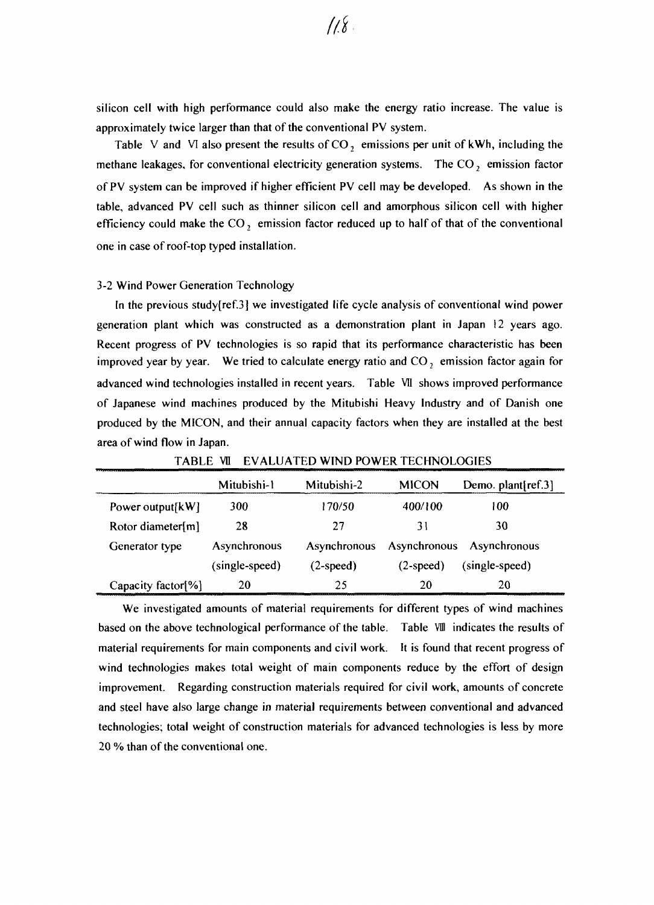silicon cell with high performance could also make the energy ratio increase. The value is approximately twice larger than that of the conventional PV system.

Table V and VI also present the results of $CO_2$ emissions per unit of kWh, including the methane leakages, for conventional electricity generation systems. The $CO_2$ emission factor of PV system can be improved if higher efficient PV cell may be developed. As shown in the table, advanced PV cell such as thinner silicon cell and amorphous silicon cell with higher efficiency could make the $CO_2$ emission factor reduced up to half of that of the conventional one in case of roof-top typed installation.

### 3-2 Wind Power Generation Technology

In the previous study[ref.3] we investigated life cycle analysis of conventional wind power generation plant which was constructed as a demonstration plant in Japan 12 years ago. Recent progress of PV technologies is so rapid that its performance characteristic has been improved year by year. We tried to calculate energy ratio and $CO_2$ emission factor again for advanced wind technologies installed in recent years. Table VII shows improved performance of Japanese wind machines produced by the Mitubishi Heavy Industry and of Danish one produced by the MICON, and their annual capacity factors when they are installed at the best area of wind flow in Japan.

TABLE VII EVALUATED WIND POWER TECHNOLOGIES

| | Mitubishi-1 | Mitubishi-2 | MICON | Demo. plant[ref.3] |
|---|---|---|---|---|
| Power output[kW] | 300 | 170/50 | 400/100 | 100 |
| Rotor diameter[m] | 28 | 27 | 31 | 30 |
| Generator type | Asynchronous (single-speed) | Asynchronous (2-speed) | Asynchronous (2-speed) | Asynchronous (single-speed) |
| Capacity factor[%] | 20 | 25 | 20 | 20 |

We investigated amounts of material requirements for different types of wind machines based on the above technological performance of the table. Table VIII indicates the results of material requirements for main components and civil work. It is found that recent progress of wind technologies makes total weight of main components reduce by the effort of design improvement. Regarding construction materials required for civil work, amounts of concrete and steel have also large change in material requirements between conventional and advanced technologies; total weight of construction materials for advanced technologies is less by more 20 % than of the conventional one.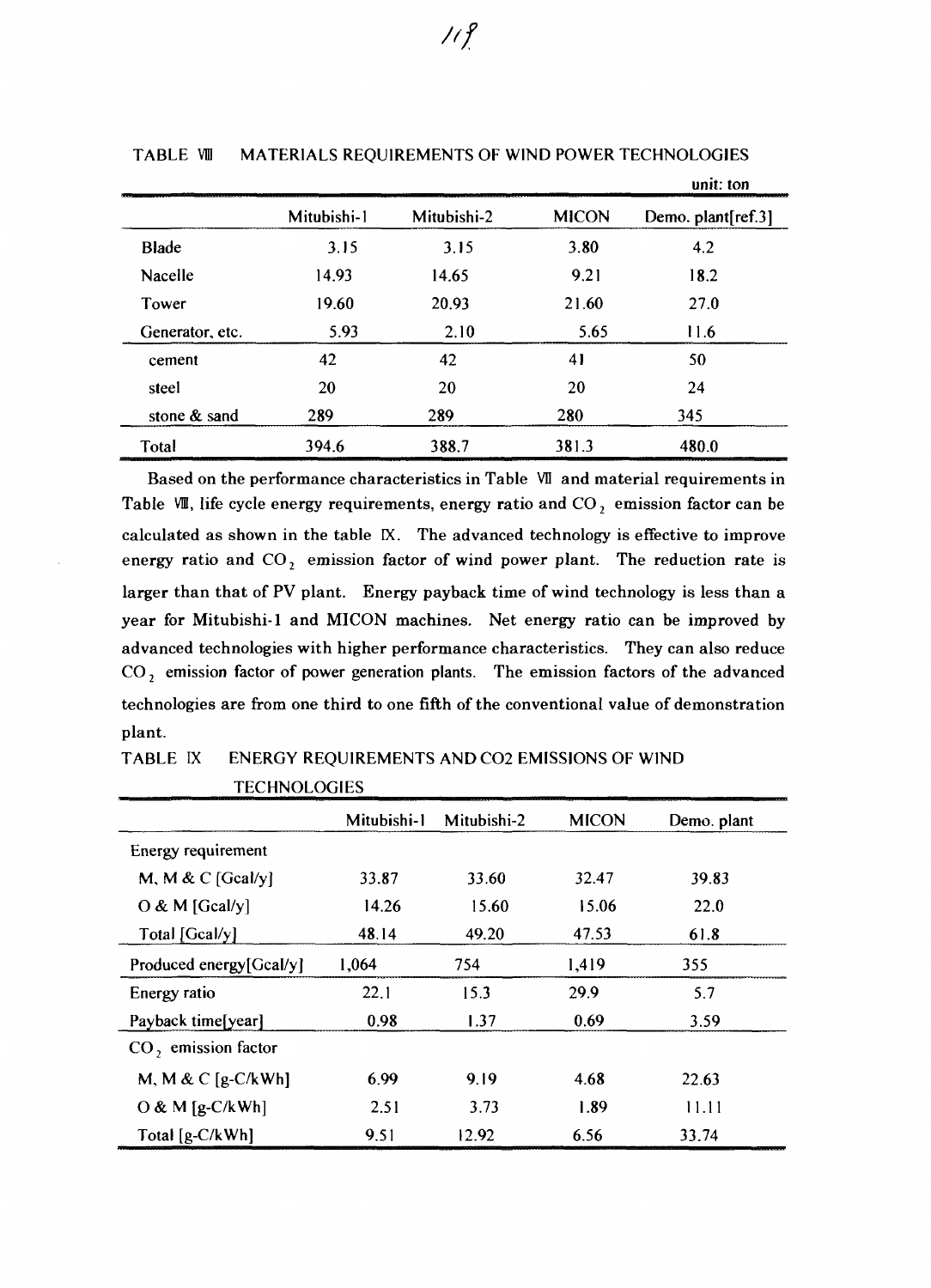TABLE VIII MATERIALS REQUIREMENTS OF WIND POWER TECHNOLOGIES

unit: ton

| | Mitubishi-1 | Mitubishi-2 | MICON | Demo. plant[ref.3] |
|---|---|---|---|---|
| Blade | 3.15 | 3.15 | 3.80 | 4.2 |
| Nacelle | 14.93 | 14.65 | 9.21 | 18.2 |
| Tower | 19.60 | 20.93 | 21.60 | 27.0 |
| Generator, etc. | 5.93 | 2.10 | 5.65 | 11.6 |
| cement | 42 | 42 | 41 | 50 |
| steel | 20 | 20 | 20 | 24 |
| stone & sand | 289 | 289 | 280 | 345 |
| Total | 394.6 | 388.7 | 381.3 | 480.0 |

Based on the performance characteristics in Table VII and material requirements in Table VIII, life cycle energy requirements, energy ratio and $CO_2$ emission factor can be calculated as shown in the table IX. The advanced technology is effective to improve energy ratio and $CO_2$ emission factor of wind power plant. The reduction rate is larger than that of PV plant. Energy payback time of wind technology is less than a year for Mitubishi-1 and MICON machines. Net energy ratio can be improved by advanced technologies with higher performance characteristics. They can also reduce $CO_2$ emission factor of power generation plants. The emission factors of the advanced technologies are from one third to one fifth of the conventional value of demonstration plant.

TABLE IX ENERGY REQUIREMENTS AND CO2 EMISSIONS OF WIND TECHNOLOGIES

| | Mitubishi-1 | Mitubishi-2 | MICON | Demo. plant |
|---|---|---|---|---|
| Energy requirement | | | | |
| M, M & C [Gcal/y] | 33.87 | 33.60 | 32.47 | 39.83 |
| O & M [Gcal/y] | 14.26 | 15.60 | 15.06 | 22.0 |
| Total [Gcal/y] | 48.14 | 49.20 | 47.53 | 61.8 |
| Produced energy[Gcal/y] | 1,064 | 754 | 1,419 | 355 |
| Energy ratio | 22.1 | 15.3 | 29.9 | 5.7 |
| Payback time[year] | 0.98 | 1.37 | 0.69 | 3.59 |
| $CO_2$ emission factor | | | | |
| M, M & C [g-C/kWh] | 6.99 | 9.19 | 4.68 | 22.63 |
| O & M [g-C/kWh] | 2.51 | 3.73 | 1.89 | 11.11 |
| Total [g-C/kWh] | 9.51 | 12.92 | 6.56 | 33.74 |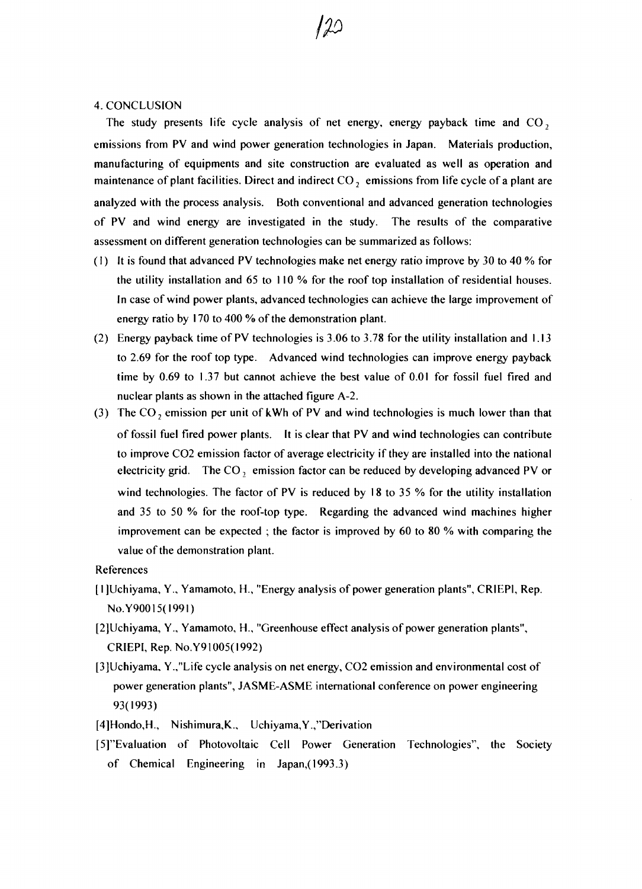## 4. CONCLUSION

The study presents life cycle analysis of net energy, energy payback time and $CO_2$ emissions from PV and wind power generation technologies in Japan. Materials production, manufacturing of equipments and site construction are evaluated as well as operation and maintenance of plant facilities. Direct and indirect $CO_2$ emissions from life cycle of a plant are analyzed with the process analysis. Both conventional and advanced generation technologies of PV and wind energy are investigated in the study. The results of the comparative assessment on different generation technologies can be summarized as follows:

(1) It is found that advanced PV technologies make net energy ratio improve by 30 to 40 % for the utility installation and 65 to 110 % for the roof top installation of residential houses. In case of wind power plants, advanced technologies can achieve the large improvement of energy ratio by 170 to 400 % of the demonstration plant.

(2) Energy payback time of PV technologies is 3.06 to 3.78 for the utility installation and 1.13 to 2.69 for the roof top type. Advanced wind technologies can improve energy payback time by 0.69 to 1.37 but cannot achieve the best value of 0.01 for fossil fuel fired and nuclear plants as shown in the attached figure A-2.

(3) The $CO_2$ emission per unit of kWh of PV and wind technologies is much lower than that of fossil fuel fired power plants. It is clear that PV and wind technologies can contribute to improve CO2 emission factor of average electricity if they are installed into the national electricity grid. The $CO_2$ emission factor can be reduced by developing advanced PV or wind technologies. The factor of PV is reduced by 18 to 35 % for the utility installation and 35 to 50 % for the roof-top type. Regarding the advanced wind machines higher improvement can be expected ; the factor is improved by 60 to 80 % with comparing the value of the demonstration plant.

References

[1]Uchiyama, Y., Yamamoto, H., "Energy analysis of power generation plants", CRIEPI, Rep. No.Y90015(1991)

[2]Uchiyama, Y., Yamamoto, H., "Greenhouse effect analysis of power generation plants", CRIEPI, Rep. No.Y91005(1992)

[3]Uchiyama, Y.,"Life cycle analysis on net energy, CO2 emission and environmental cost of power generation plants", JASME-ASME international conference on power engineering 93(1993)

[4]Hondo,H., Nishimura,K., Uchiyama,Y.,"Derivation

[5]"Evaluation of Photovoltaic Cell Power Generation Technologies", the Society of Chemical Engineering in Japan,(1993.3)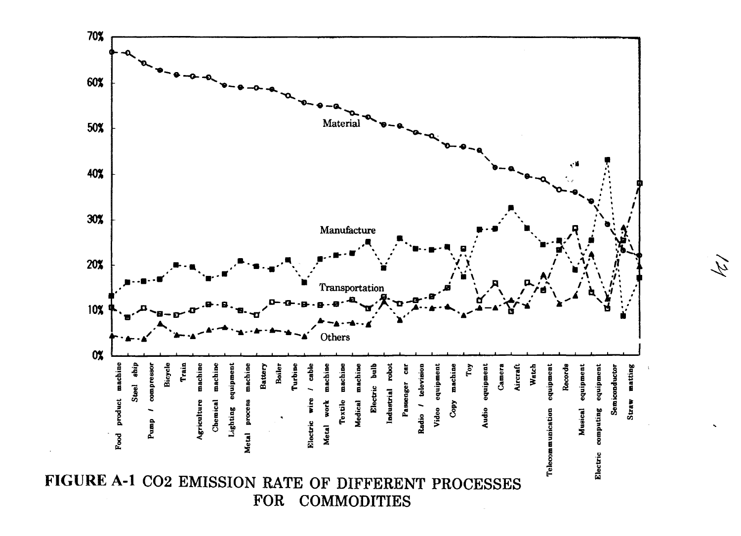**FIGURE A-1** CO2 EMISSION RATE OF DIFFERENT PROCESSES FOR COMMODITIES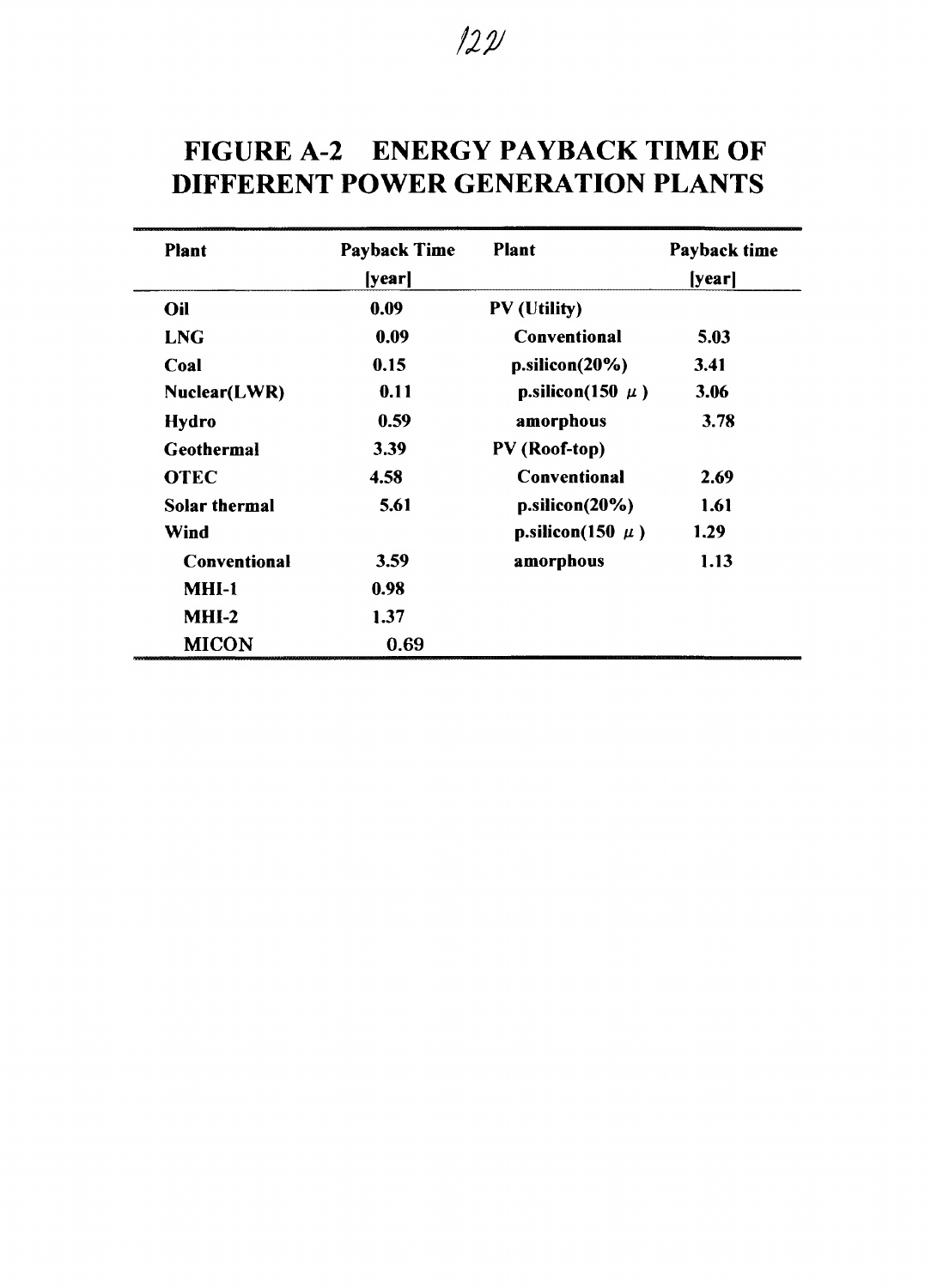# FIGURE A-2 ENERGY PAYBACK TIME OF DIFFERENT POWER GENERATION PLANTS

| Plant | Payback Time [year] | Plant | Payback time [year] |
|---|---|---|---|
| Oil | 0.09 | PV (Utility) | |
| LNG | 0.09 | Conventional | 5.03 |
| Coal | 0.15 | p.silicon(20%) | 3.41 |
| Nuclear(LWR) | 0.11 | p.silicon(150 $\mu$) | 3.06 |
| Hydro | 0.59 | amorphous | 3.78 |
| Geothermal | 3.39 | PV (Roof-top) | |
| OTEC | 4.58 | Conventional | 2.69 |
| Solar thermal | 5.61 | p.silicon(20%) | 1.61 |
| Wind | | p.silicon(150 $\mu$) | 1.29 |
| Conventional | 3.59 | amorphous | 1.13 |
| MHI-1 | 0.98 | | |
| MHI-2 | 1.37 | | |
| MICON | 0.69 | | |